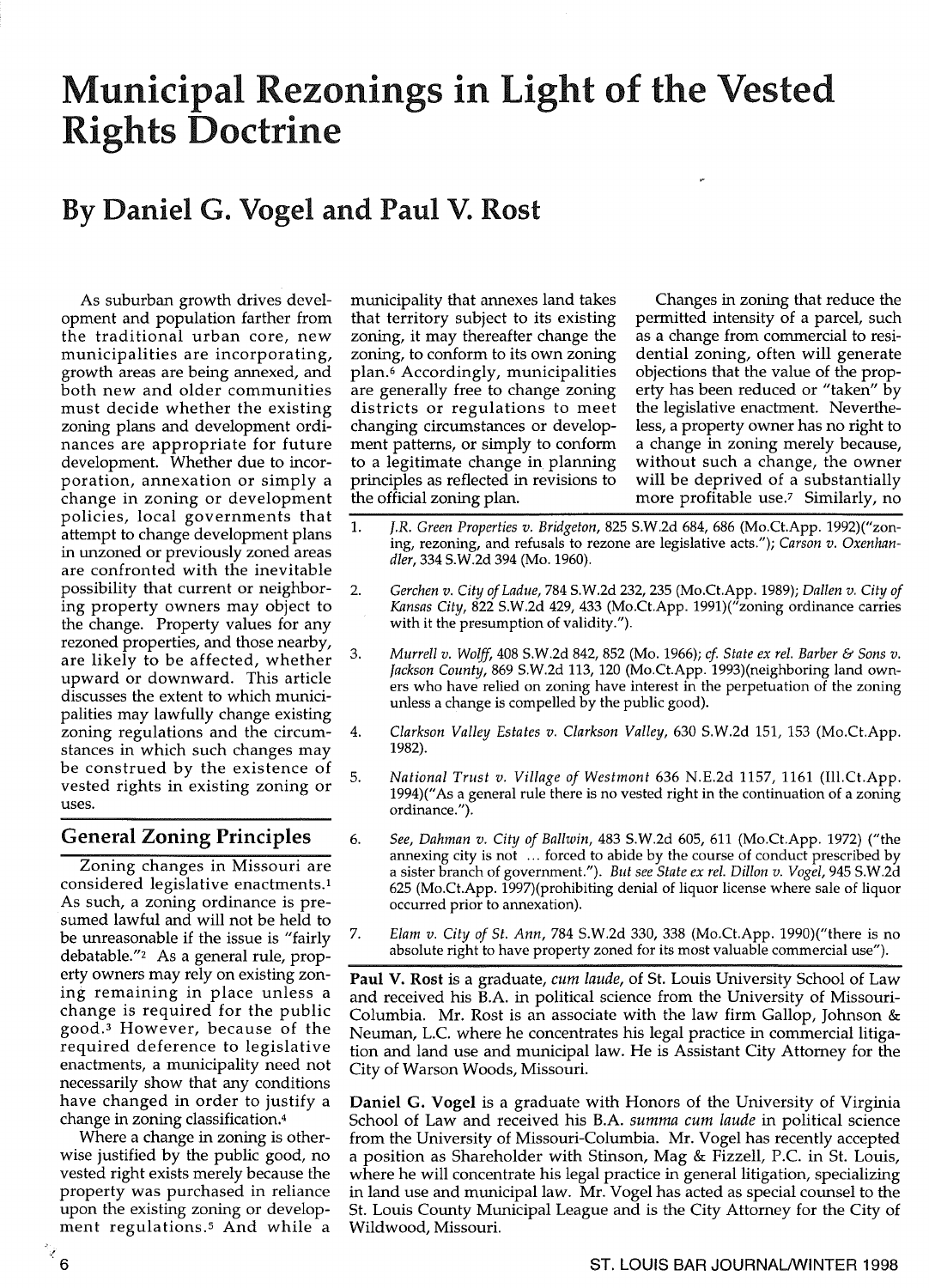# Municipal Rezonings in Light of the Vested Rights Doctrine

## By Daniel G. Vogel and Paul V. Rost

As suburban growth drives development and population farther from the traditional urban core, new municipalities are incorporating, growth areas are being annexed, and both new and older communities must decide whether the existing zoning plans and development ordinances are appropriate for future development. Whether due to incorporation, annexation or simply a change in zoning or development policies, local governments that attempt to change development plans in unzoned or previously zoned areas are confronted with the inevitable possibility that current or neighboring property owners may object to the change. Property values for any rezoned properties, and those nearby, are likely to be affected, whether upward or downward. This article discusses the extent to which municipalities may lawfully change existing zoning regulations and the circumstances in which such changes may be construed by the existence of vested rights in existing zoning or uses.

## General Zoning Principles

Zoning changes in Missouri are considered legislative enactments.[1] As such, a zoning ordinance is presumed lawful and will not be held to be unreasonable if the issue is "fairly debatable."[2] As a general rule, property owners may rely on existing zoning remaining in place unless a change is required for the public good.[3] However, because of the required deference to legislative enactments, a municipality need not necessarily show that any conditions have changed in order to justify a change in zoning classification.[4]

Where a change in zoning is otherwise justified by the public good, no vested right exists merely because the property was purchased in reliance upon the existing zoning or development regulations.[5] And while a municipality that annexes land takes that territory subject to its existing zoning, it may thereafter change the zoning, to conform to its own zoning plan.[6] Accordingly, municipalities are generally free to change zoning districts or regulations to meet changing circumstances or development patterns, or simply to conform to a legitimate change in planning principles as reflected in revisions to the official zoning plan.

Changes in zoning that reduce the permitted intensity of a parcel, such as a change from commercial to residential zoning, often will generate objections that the value of the property has been reduced or "taken" by the legislative enactment. Nevertheless, a property owner has no right to a change in zoning merely because, without such a change, the owner will be deprived of a substantially more profitable use.[7] Similarly, no

1. *J.R. Green Properties v. Bridgeton*, 825 S.W.2d 684, 686 (Mo.Ct.App. 1992)("zoning, rezoning, and refusals to rezone are legislative acts."); *Carson v. Oxenhandler*, 334 S.W.2d 394 (Mo. 1960).
2. *Gerchen v. City of Ladue*, 784 S.W.2d 232, 235 (Mo.Ct.App. 1989); *Dallen v. City of Kansas City*, 822 S.W.2d 429, 433 (Mo.Ct.App. 1991)("zoning ordinance carries with it the presumption of validity.").
3. *Murrell v. Wolff*, 408 S.W.2d 842, 852 (Mo. 1966); *cf. State ex rel. Barber & Sons v. Jackson County*, 869 S.W.2d 113, 120 (Mo.Ct.App. 1993)(neighboring land owners who have relied on zoning have interest in the perpetuation of the zoning unless a change is compelled by the public good).
4. *Clarkson Valley Estates v. Clarkson Valley*, 630 S.W.2d 151, 153 (Mo.Ct.App. 1982).
5. *National Trust v. Village of Westmont* 636 N.E.2d 1157, 1161 (Ill.Ct.App. 1994)("As a general rule there is no vested right in the continuation of a zoning ordinance.").
6. *See, Dahman v. City of Ballwin*, 483 S.W.2d 605, 611 (Mo.Ct.App. 1972) ("the annexing city is not ... forced to abide by the course of conduct prescribed by a sister branch of government."). *But see State ex rel. Dillon v. Vogel*, 945 S.W.2d 625 (Mo.Ct.App. 1997)(prohibiting denial of liquor license where sale of liquor occurred prior to annexation).
7. *Elam v. City of St. Ann*, 784 S.W.2d 330, 338 (Mo.Ct.App. 1990)("there is no absolute right to have property zoned for its most valuable commercial use").

**Paul V. Rost** is a graduate, *cum laude*, of St. Louis University School of Law and received his B.A. in political science from the University of Missouri-Columbia. Mr. Rost is an associate with the law firm Gallop, Johnson & Neuman, L.C. where he concentrates his legal practice in commercial litigation and land use and municipal law. He is Assistant City Attorney for the City of Warson Woods, Missouri.

**Daniel G. Vogel** is a graduate with Honors of the University of Virginia School of Law and received his B.A. *summa cum laude* in political science from the University of Missouri-Columbia. Mr. Vogel has recently accepted a position as Shareholder with Stinson, Mag & Fizzell, P.C. in St. Louis, where he will concentrate his legal practice in general litigation, specializing in land use and municipal law. Mr. Vogel has acted as special counsel to the St. Louis County Municipal League and is the City Attorney for the City of Wildwood, Missouri.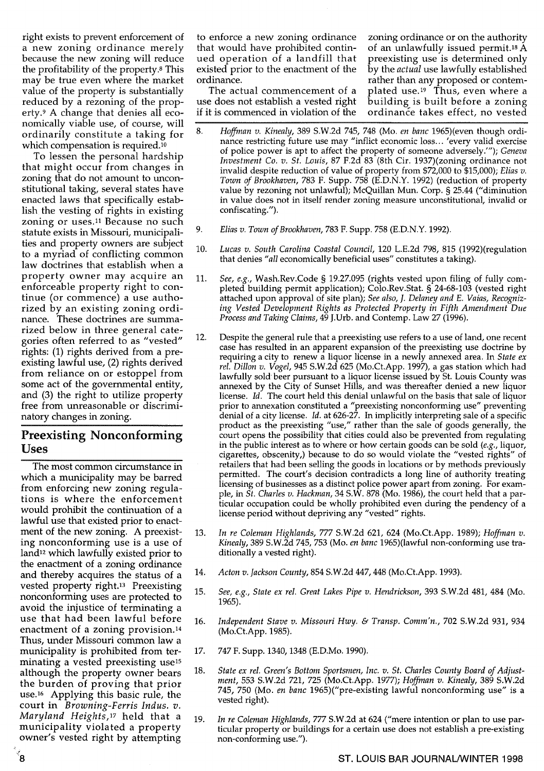right exists to prevent enforcement of a new zoning ordinance merely because the new zoning will reduce the profitability of the property.[8] This may be true even where the market value of the property is substantially reduced by a rezoning of the property.[9] A change that denies all economically viable use, of course, will ordinarily constitute a taking for which compensation is required.[10]

To lessen the personal hardship that might occur from changes in zoning that do not amount to unconstitutional taking, several states have enacted laws that specifically establish the vesting of rights in existing zoning or uses.[11] Because no such statute exists in Missouri, municipalities and property owners are subject to a myriad of conflicting common law doctrines that establish when a property owner may acquire an enforceable property right to continue (or commence) a use authorized by an existing zoning ordinance. These doctrines are summarized below in three general categories often referred to as "vested" rights: (1) rights derived from a preexisting lawful use, (2) rights derived from reliance on or estoppel from some act of the governmental entity, and (3) the right to utilize property free from unreasonable or discriminatory changes in zoning.

## Preexisting Nonconforming Uses

The most common circumstance in which a municipality may be barred from enforcing new zoning regulations is where the enforcement would prohibit the continuation of a lawful use that existed prior to enactment of the new zoning. A preexisting nonconforming use is a use of land[12] which lawfully existed prior to the enactment of a zoning ordinance and thereby acquires the status of a vested property right.[13] Preexisting nonconforming uses are protected to avoid the injustice of terminating a use that had been lawful before enactment of a zoning provision.[14] Thus, under Missouri common law a municipality is prohibited from terminating a vested preexisting use[15] although the property owner bears the burden of proving that prior use.[16] Applying this basic rule, the court in *Browning-Ferris Indus. v. Maryland Heights*,[17] held that a municipality violated a property owner's vested right by attempting to enforce a new zoning ordinance that would have prohibited continued operation of a landfill that existed prior to the enactment of the ordinance.

The actual commencement of a use does not establish a vested right if it is commenced in violation of the zoning ordinance or on the authority of an unlawfully issued permit.[18] A preexisting use is determined only by the *actual* use lawfully established rather than any proposed or contemplated use.[19] Thus, even where a building is built before a zoning ordinance takes effect, no vested

---

8. *Hoffman v. Kinealy*, 389 S.W.2d 745, 748 (Mo. *en banc* 1965)(even though ordinance restricting future use may "inflict economic loss... 'every valid exercise of police power is apt to affect the property of someone adversely.'"); *Geneva Investment Co. v. St. Louis*, 87 F.2d 83 (8th Cir. 1937)(zoning ordinance not invalid despite reduction of value of property from $72,000 to $15,000); *Elias v. Town of Brookhaven*, 783 F. Supp. 758 (E.D.N.Y. 1992) (reduction of property value by rezoning not unlawful); McQuillan Mun. Corp. § 25.44 ("diminution in value does not in itself render zoning measure unconstitutional, invalid or confiscating.").

9. *Elias v. Town of Brookhaven*, 783 F. Supp. 758 (E.D.N.Y. 1992).

10. *Lucas v. South Carolina Coastal Council*, 120 L.E.2d 798, 815 (1992)(regulation that denies "*all* economically beneficial uses" constitutes a taking).

11. *See, e.g.*, Wash.Rev.Code § 19.27.095 (rights vested upon filing of fully completed building permit application); Colo.Rev.Stat. § 24-68-103 (vested right attached upon approval of site plan); *See also, J. Delaney and E. Vaias, Recognizing Vested Development Rights as Protected Property in Fifth Amendment Due Process and Taking Claims*, 49 J.Urb. and Contemp. Law 27 (1996).

12. Despite the general rule that a preexisting use refers to a use of land, one recent case has resulted in an apparent expansion of the preexisting use doctrine by requiring a city to renew a liquor license in a newly annexed area. In *State ex rel. Dillon v. Vogel*, 945 S.W.2d 625 (Mo.Ct.App. 1997), a gas station which had lawfully sold beer pursuant to a liquor license issued by St. Louis County was annexed by the City of Sunset Hills, and was thereafter denied a new liquor license. *Id.* The court held this denial unlawful on the basis that sale of liquor prior to annexation constituted a "preexisting nonconforming use" preventing denial of a city license. *Id.* at 626-27. In implicitly interpreting sale of a specific product as the preexisting "use," rather than the sale of goods generally, the court opens the possibility that cities could also be prevented from regulating in the public interest as to where or how certain goods can be sold (*e.g.*, liquor, cigarettes, obscenity,) because to do so would violate the "vested rights" of retailers that had been selling the goods in locations or by methods previously permitted. The court's decision contradicts a long line of authority treating licensing of businesses as a distinct police power apart from zoning. For example, in *St. Charles v. Hackman*, 34 S.W. 878 (Mo. 1986), the court held that a particular occupation could be wholly prohibited even during the pendency of a license period without depriving any "vested" rights.

13. *In re Coleman Highlands*, 777 S.W.2d 621, 624 (Mo.Ct.App. 1989); *Hoffman v. Kinealy*, 389 S.W.2d 745, 753 (Mo. *en banc* 1965)(lawful non-conforming use traditionally a vested right).

14. *Acton v. Jackson County*, 854 S.W.2d 447, 448 (Mo.Ct.App. 1993).

15. *See, e.g., State ex rel. Great Lakes Pipe v. Hendrickson*, 393 S.W.2d 481, 484 (Mo. 1965).

16. *Independent Stave v. Missouri Hwy. & Transp. Comm'n.*, 702 S.W.2d 931, 934 (Mo.Ct.App. 1985).

17. 747 F. Supp. 1340, 1348 (E.D.Mo. 1990).

18. *State ex rel. Green's Bottom Sportsmen, Inc. v. St. Charles County Board of Adjustment*, 553 S.W.2d 721, 725 (Mo.Ct.App. 1977); *Hoffman v. Kinealy*, 389 S.W.2d 745, 750 (Mo. *en banc* 1965)("pre-existing lawful nonconforming use" is a vested right).

19. *In re Coleman Highlands*, 777 S.W.2d at 624 ("mere intention or plan to use particular property or buildings for a certain use does not establish a pre-existing non-conforming use.").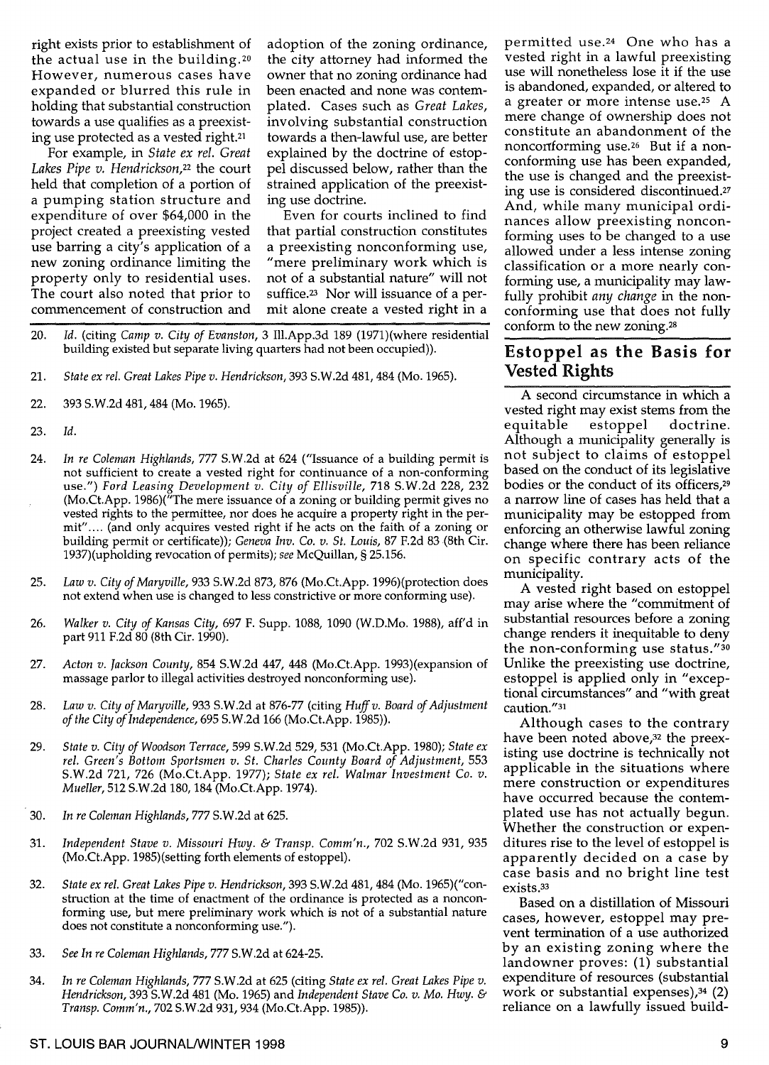right exists prior to establishment of the actual use in the building.[20] However, numerous cases have expanded or blurred this rule in holding that substantial construction towards a use qualifies as a preexisting use protected as a vested right.[21]

For example, in *State ex rel. Great Lakes Pipe v. Hendrickson*,[22] the court held that completion of a portion of a pumping station structure and expenditure of over $64,000 in the project created a preexisting vested use barring a city's application of a new zoning ordinance limiting the property only to residential uses. The court also noted that prior to commencement of construction and adoption of the zoning ordinance, the city attorney had informed the owner that no zoning ordinance had been enacted and none was contemplated. Cases such as *Great Lakes*, involving substantial construction towards a then-lawful use, are better explained by the doctrine of estoppel discussed below, rather than the strained application of the preexisting use doctrine.

Even for courts inclined to find that partial construction constitutes a preexisting nonconforming use, "mere preliminary work which is not of a substantial nature" will not suffice.[23] Nor will issuance of a permit alone create a vested right in a permitted use.[24] One who has a vested right in a lawful preexisting use will nonetheless lose it if the use is abandoned, expanded, or altered to a greater or more intense use.[25] A mere change of ownership does not constitute an abandonment of the nonconforming use.[26] But if a nonconforming use has been expanded, the use is changed and the preexisting use is considered discontinued.[27] And, while many municipal ordinances allow preexisting nonconforming uses to be changed to a use allowed under a less intense zoning classification or a more nearly conforming use, a municipality may lawfully prohibit *any change* in the nonconforming use that does not fully conform to the new zoning.[28]

## Estoppel as the Basis for Vested Rights

A second circumstance in which a vested right may exist stems from the equitable estoppel doctrine. Although a municipality generally is not subject to claims of estoppel based on the conduct of its legislative bodies or the conduct of its officers,[29] a narrow line of cases has held that a municipality may be estopped from enforcing an otherwise lawful zoning change where there has been reliance on specific contrary acts of the municipality.

A vested right based on estoppel may arise where the "commitment of substantial resources before a zoning change renders it inequitable to deny the non-conforming use status."[30] Unlike the preexisting use doctrine, estoppel is applied only in "exceptional circumstances" and "with great caution."[31]

Although cases to the contrary have been noted above,[32] the preexisting use doctrine is technically not applicable in the situations where mere construction or expenditures have occurred because the contemplated use has not actually begun. Whether the construction or expenditures rise to the level of estoppel is apparently decided on a case by case basis and no bright line test exists.[33]

Based on a distillation of Missouri cases, however, estoppel may prevent termination of a use authorized by an existing zoning where the landowner proves: (1) substantial expenditure of resources (substantial work or substantial expenses),[34] (2) reliance on a lawfully issued build-

---

20. *Id.* (citing *Camp v. City of Evanston*, 3 Ill.App.3d 189 (1971)(where residential building existed but separate living quarters had not been occupied)).

21. *State ex rel. Great Lakes Pipe v. Hendrickson*, 393 S.W.2d 481, 484 (Mo. 1965).

22. 393 S.W.2d 481, 484 (Mo. 1965).

23. *Id.*

24. *In re Coleman Highlands*, 777 S.W.2d at 624 ("Issuance of a building permit is not sufficient to create a vested right for continuance of a non-conforming use.") *Ford Leasing Development v. City of Ellisville*, 718 S.W.2d 228, 232 (Mo.Ct.App. 1986)("The mere issuance of a zoning or building permit gives no vested rights to the permittee, nor does he acquire a property right in the permit".... (and only acquires vested right if he acts on the faith of a zoning or building permit or certificate)); *Geneva Inv. Co. v. St. Louis*, 87 F.2d 83 (8th Cir. 1937)(upholding revocation of permits); *see* McQuillan, § 25.156.

25. *Law v. City of Maryville*, 933 S.W.2d 873, 876 (Mo.Ct.App. 1996)(protection does not extend when use is changed to less constrictive or more conforming use).

26. *Walker v. City of Kansas City*, 697 F. Supp. 1088, 1090 (W.D.Mo. 1988), aff'd in part 911 F.2d 80 (8th Cir. 1990).

27. *Acton v. Jackson County*, 854 S.W.2d 447, 448 (Mo.Ct.App. 1993)(expansion of massage parlor to illegal activities destroyed nonconforming use).

28. *Law v. City of Maryville*, 933 S.W.2d at 876-77 (citing *Huff v. Board of Adjustment of the City of Independence*, 695 S.W.2d 166 (Mo.Ct.App. 1985)).

29. *State v. City of Woodson Terrace*, 599 S.W.2d 529, 531 (Mo.Ct.App. 1980); *State ex rel. Green's Bottom Sportsmen v. St. Charles County Board of Adjustment*, 553 S.W.2d 721, 726 (Mo.Ct.App. 1977); *State ex rel. Walmar Investment Co. v. Mueller*, 512 S.W.2d 180, 184 (Mo.Ct.App. 1974).

30. *In re Coleman Highlands*, 777 S.W.2d at 625.

31. *Independent Stave v. Missouri Hwy. & Transp. Comm'n.*, 702 S.W.2d 931, 935 (Mo.Ct.App. 1985)(setting forth elements of estoppel).

32. *State ex rel. Great Lakes Pipe v. Hendrickson*, 393 S.W.2d 481, 484 (Mo. 1965)("construction at the time of enactment of the ordinance is protected as a nonconforming use, but mere preliminary work which is not of a substantial nature does not constitute a nonconforming use.").

33. *See In re Coleman Highlands*, 777 S.W.2d at 624-25.

34. *In re Coleman Highlands*, 777 S.W.2d at 625 (citing *State ex rel. Great Lakes Pipe v. Hendrickson*, 393 S.W.2d 481 (Mo. 1965) and *Independent Stave Co. v. Mo. Hwy. & Transp. Comm'n.*, 702 S.W.2d 931, 934 (Mo.Ct.App. 1985)).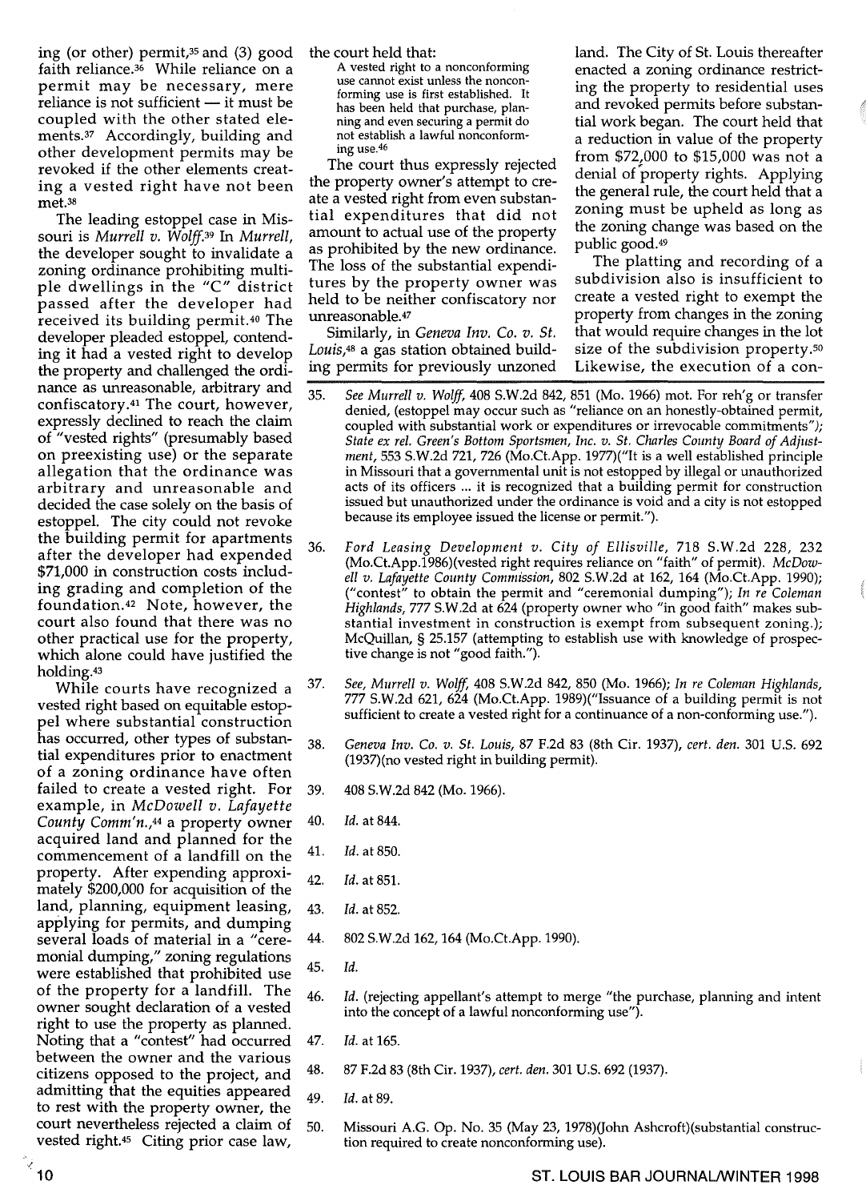ing (or other) permit,[35] and (3) good faith reliance.[36] While reliance on a permit may be necessary, mere reliance is not sufficient — it must be coupled with the other stated elements.[37] Accordingly, building and other development permits may be revoked if the other elements creating a vested right have not been met.[38]

The leading estoppel case in Missouri is *Murrell v. Wolff.*[39] In *Murrell,* the developer sought to invalidate a zoning ordinance prohibiting multiple dwellings in the "C" district passed after the developer had received its building permit.[40] The developer pleaded estoppel, contending it had a vested right to develop the property and challenged the ordinance as unreasonable, arbitrary and confiscatory.[41] The court, however, expressly declined to reach the claim of "vested rights" (presumably based on preexisting use) or the separate allegation that the ordinance was arbitrary and unreasonable and decided the case solely on the basis of estoppel. The city could not revoke the building permit for apartments after the developer had expended $71,000 in construction costs including grading and completion of the foundation.[42] Note, however, the court also found that there was no other practical use for the property, which alone could have justified the holding.[43]

While courts have recognized a vested right based on equitable estoppel where substantial construction has occurred, other types of substantial expenditures prior to enactment of a zoning ordinance have often failed to create a vested right. For example, in *McDowell v. Lafayette County Comm'n.,*[44] a property owner acquired land and planned for the commencement of a landfill on the property. After expending approximately $200,000 for acquisition of the land, planning, equipment leasing, applying for permits, and dumping several loads of material in a "ceremonial dumping," zoning regulations were established that prohibited use of the property for a landfill. The owner sought declaration of a vested right to use the property as planned. Noting that a "contest" had occurred between the owner and the various citizens opposed to the project, and admitting that the equities appeared to rest with the property owner, the court nevertheless rejected a claim of vested right.[45] Citing prior case law, the court held that:

> A vested right to a nonconforming use cannot exist unless the nonconforming use is first established. It has been held that purchase, planning and even securing a permit do not establish a lawful nonconforming use.[46]

The court thus expressly rejected the property owner's attempt to create a vested right from even substantial expenditures that did not amount to actual use of the property as prohibited by the new ordinance. The loss of the substantial expenditures by the property owner was held to be neither confiscatory nor unreasonable.[47]

Similarly, in *Geneva Inv. Co. v. St. Louis,*[48] a gas station obtained building permits for previously unzoned land. The City of St. Louis thereafter enacted a zoning ordinance restricting the property to residential uses and revoked permits before substantial work began. The court held that a reduction in value of the property from $72,000 to $15,000 was not a denial of property rights. Applying the general rule, the court held that a zoning must be upheld as long as the zoning change was based on the public good.[49]

The platting and recording of a subdivision also is insufficient to create a vested right to exempt the property from changes in the zoning that would require changes in the lot size of the subdivision property.[50] Likewise, the execution of a con-

---

35. *See Murrell v. Wolff,* 408 S.W.2d 842, 851 (Mo. 1966) mot. For reh'g or transfer denied, (estoppel may occur such as "reliance on an honestly-obtained permit, coupled with substantial work or expenditures or irrevocable commitments"); *State ex rel. Green's Bottom Sportsmen, Inc. v. St. Charles County Board of Adjustment,* 553 S.W.2d 721, 726 (Mo.Ct.App. 1977)("It is a well established principle in Missouri that a governmental unit is not estopped by illegal or unauthorized acts of its officers ... it is recognized that a building permit for construction issued but unauthorized under the ordinance is void and a city is not estopped because its employee issued the license or permit.").

36. *Ford Leasing Development v. City of Ellisville,* 718 S.W.2d 228, 232 (Mo.Ct.App.1986)(vested right requires reliance on "faith" of permit). *McDowell v. Lafayette County Commission,* 802 S.W.2d at 162, 164 (Mo.Ct.App. 1990); ("contest" to obtain the permit and "ceremonial dumping"); *In re Coleman Highlands,* 777 S.W.2d at 624 (property owner who "in good faith" makes substantial investment in construction is exempt from subsequent zoning.); McQuillan, § 25.157 (attempting to establish use with knowledge of prospective change is not "good faith.").

37. *See, Murrell v. Wolff,* 408 S.W.2d 842, 850 (Mo. 1966); *In re Coleman Highlands,* 777 S.W.2d 621, 624 (Mo.Ct.App. 1989)("Issuance of a building permit is not sufficient to create a vested right for a continuance of a non-conforming use.").

38. *Geneva Inv. Co. v. St. Louis,* 87 F.2d 83 (8th Cir. 1937), *cert. den.* 301 U.S. 692 (1937)(no vested right in building permit).

39. 408 S.W.2d 842 (Mo. 1966).

40. *Id.* at 844.

41. *Id.* at 850.

42. *Id.* at 851.

43. *Id.* at 852.

44. 802 S.W.2d 162, 164 (Mo.Ct.App. 1990).

45. *Id.*

46. *Id.* (rejecting appellant's attempt to merge "the purchase, planning and intent into the concept of a lawful nonconforming use").

47. *Id.* at 165.

48. 87 F.2d 83 (8th Cir. 1937), *cert. den.* 301 U.S. 692 (1937).

49. *Id.* at 89.

50. Missouri A.G. Op. No. 35 (May 23, 1978)(John Ashcroft)(substantial construction required to create nonconforming use).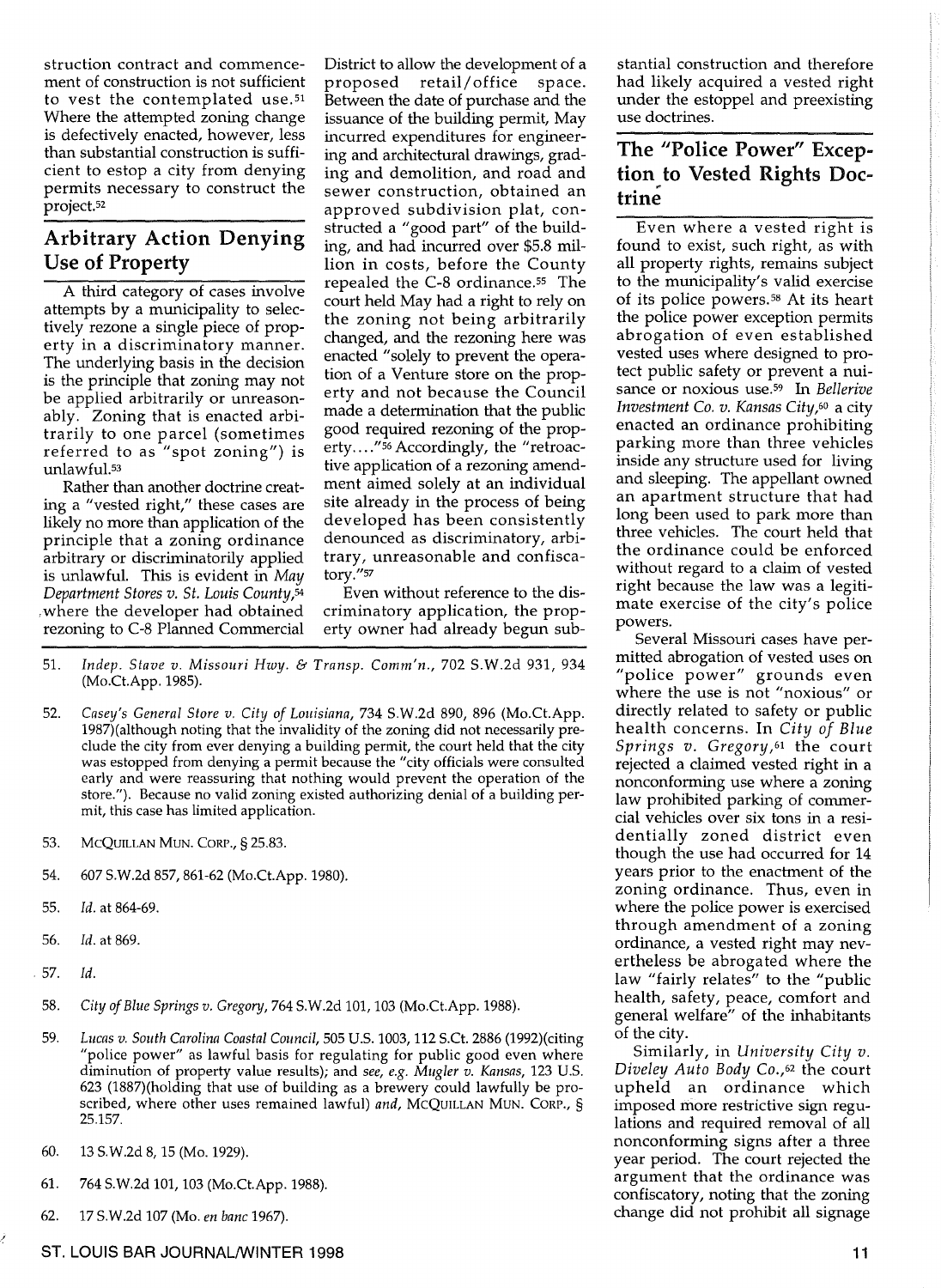struction contract and commencement of construction is not sufficient to vest the contemplated use.[51] Where the attempted zoning change is defectively enacted, however, less than substantial construction is sufficient to estop a city from denying permits necessary to construct the project.[52]

## Arbitrary Action Denying Use of Property

A third category of cases involve attempts by a municipality to selectively rezone a single piece of property in a discriminatory manner. The underlying basis in the decision is the principle that zoning may not be applied arbitrarily or unreasonably. Zoning that is enacted arbitrarily to one parcel (sometimes referred to as "spot zoning") is unlawful.[53]

Rather than another doctrine creating a "vested right," these cases are likely no more than application of the principle that a zoning ordinance arbitrary or discriminatorily applied is unlawful. This is evident in *May Department Stores v. St. Louis County*,[54] where the developer had obtained rezoning to C-8 Planned Commercial District to allow the development of a proposed retail/office space. Between the date of purchase and the issuance of the building permit, May incurred expenditures for engineering and architectural drawings, grading and demolition, and road and sewer construction, obtained an approved subdivision plat, constructed a "good part" of the building, and had incurred over $5.8 million in costs, before the County repealed the C-8 ordinance.[55] The court held May had a right to rely on the zoning not being arbitrarily changed, and the rezoning here was enacted "solely to prevent the operation of a Venture store on the property and not because the Council made a determination that the public good required rezoning of the property...."[56] Accordingly, the "retroactive application of a rezoning amendment aimed solely at an individual site already in the process of being developed has been consistently denounced as discriminatory, arbitrary, unreasonable and confiscatory."[57]

Even without reference to the discriminatory application, the property owner had already begun substantial construction and therefore had likely acquired a vested right under the estoppel and preexisting use doctrines.

## The "Police Power" Exception to Vested Rights Doctrine

Even where a vested right is found to exist, such right, as with all property rights, remains subject to the municipality's valid exercise of its police powers.[58] At its heart the police power exception permits abrogation of even established vested uses where designed to protect public safety or prevent a nuisance or noxious use.[59] In *Bellerive Investment Co. v. Kansas City*,[60] a city enacted an ordinance prohibiting parking more than three vehicles inside any structure used for living and sleeping. The appellant owned an apartment structure that had long been used to park more than three vehicles. The court held that the ordinance could be enforced without regard to a claim of vested right because the law was a legitimate exercise of the city's police powers.

Several Missouri cases have permitted abrogation of vested uses on "police power" grounds even where the use is not "noxious" or directly related to safety or public health concerns. In *City of Blue Springs v. Gregory*,[61] the court rejected a claimed vested right in a nonconforming use where a zoning law prohibited parking of commercial vehicles over six tons in a residentially zoned district even though the use had occurred for 14 years prior to the enactment of the zoning ordinance. Thus, even in where the police power is exercised through amendment of a zoning ordinance, a vested right may nevertheless be abrogated where the law "fairly relates" to the "public health, safety, peace, comfort and general welfare" of the inhabitants of the city.

Similarly, in *University City v. Diveley Auto Body Co.*,[62] the court upheld an ordinance which imposed more restrictive sign regulations and required removal of all nonconforming signs after a three year period. The court rejected the argument that the ordinance was confiscatory, noting that the zoning change did not prohibit all signage

---

51. *Indep. Stave v. Missouri Hwy. & Transp. Comm'n.*, 702 S.W.2d 931, 934 (Mo.Ct.App. 1985).

52. *Casey's General Store v. City of Louisiana*, 734 S.W.2d 890, 896 (Mo.Ct.App. 1987)(although noting that the invalidity of the zoning did not necessarily preclude the city from ever denying a building permit, the court held that the city was estopped from denying a permit because the "city officials were consulted early and were reassuring that nothing would prevent the operation of the store."). Because no valid zoning existed authorizing denial of a building permit, this case has limited application.

53. McQuillan Mun. Corp., § 25.83.

54. 607 S.W.2d 857, 861-62 (Mo.Ct.App. 1980).

55. *Id.* at 864-69.

56. *Id.* at 869.

57. *Id.*

58. *City of Blue Springs v. Gregory*, 764 S.W.2d 101, 103 (Mo.Ct.App. 1988).

59. *Lucas v. South Carolina Coastal Council*, 505 U.S. 1003, 112 S.Ct. 2886 (1992)(citing "police power" as lawful basis for regulating for public good even where diminution of property value results); and *see, e.g. Mugler v. Kansas*, 123 U.S. 623 (1887)(holding that use of building as a brewery could lawfully be proscribed, where other uses remained lawful) *and*, McQuillan Mun. Corp., § 25.157.

60. 13 S.W.2d 8, 15 (Mo. 1929).

61. 764 S.W.2d 101, 103 (Mo.Ct.App. 1988).

62. 17 S.W.2d 107 (Mo. *en banc* 1967).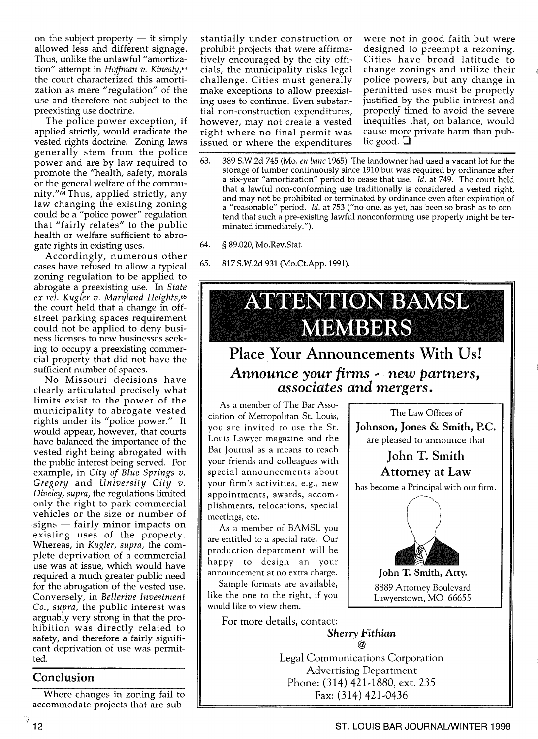on the subject property — it simply allowed less and different signage. Thus, unlike the unlawful "amortization" attempt in *Hoffman v. Kinealy*,[63] the court characterized this amortization as mere "regulation" of the use and therefore not subject to the preexisting use doctrine.

The police power exception, if applied strictly, would eradicate the vested rights doctrine. Zoning laws generally stem from the police power and are by law required to promote the "health, safety, morals or the general welfare of the community."[64] Thus, applied strictly, any law changing the existing zoning could be a "police power" regulation that "fairly relates" to the public health or welfare sufficient to abrogate rights in existing uses.

Accordingly, numerous other cases have refused to allow a typical zoning regulation to be applied to abrogate a preexisting use. In *State ex rel. Kugler v. Maryland Heights*,[65] the court held that a change in off-street parking spaces requirement could not be applied to deny business licenses to new businesses seeking to occupy a preexisting commercial property that did not have the sufficient number of spaces.

No Missouri decisions have clearly articulated precisely what limits exist to the power of the municipality to abrogate vested rights under its "police power." It would appear, however, that courts have balanced the importance of the vested right being abrogated with the public interest being served. For example, in *City of Blue Springs v. Gregory* and *University City v. Diveley, supra*, the regulations limited only the right to park commercial vehicles or the size or number of signs — fairly minor impacts on existing uses of the property. Whereas, in *Kugler, supra*, the complete deprivation of a commercial use was at issue, which would have required a much greater public need for the abrogation of the vested use. Conversely, in *Bellerive Investment Co., supra*, the public interest was arguably very strong in that the prohibition was directly related to safety, and therefore a fairly significant deprivation of use was permitted.

## Conclusion

Where changes in zoning fail to accommodate projects that are substantially under construction or prohibit projects that were affirmatively encouraged by the city officials, the municipality risks legal challenge. Cities must generally make exceptions to allow preexisting uses to continue. Even substantial non-construction expenditures, however, may not create a vested right where no final permit was issued or where the expenditures were not in good faith but were designed to preempt a rezoning. Cities have broad latitude to change zonings and utilize their police powers, but any change in permitted uses must be properly justified by the public interest and properly timed to avoid the severe inequities that, on balance, would cause more private harm than public good. ❑

63. 389 S.W.2d 745 (Mo. *en banc* 1965). The landowner had used a vacant lot for the storage of lumber continuously since 1910 but was required by ordinance after a six-year "amortization" period to cease that use. *Id.* at 749. The court held that a lawful non-conforming use traditionally is considered a vested right, and may not be prohibited or terminated by ordinance even after expiration of a "reasonable" period. *Id.* at 753 ("no one, as yet, has been so brash as to contend that such a pre-existing lawful nonconforming use properly might be terminated immediately.").

64. § 89.020, Mo.Rev.Stat.

65. 817 S.W.2d 931 (Mo.Ct.App. 1991).

# ATTENTION BAMSL MEMBERS

## Place Your Announcements With Us!

### *Announce your firms - new partners, associates and mergers.*

As a member of The Bar Association of Metropolitan St. Louis, you are invited to use the St. Louis Lawyer magazine and the Bar Journal as a means to reach your friends and colleagues with special announcements about your firm's activities, e.g., new appointments, awards, accomplishments, relocations, special meetings, etc.

As a member of BAMSL you are entitled to a special rate. Our production department will be happy to design an your announcement at no extra charge.

Sample formats are available, like the one to the right, if you would like to view them.

The Law Offices of
**Johnson, Jones & Smith, P.C.**
are pleased to announce that
**John T. Smith**
**Attorney at Law**
has become a Principal with our firm.

**John T. Smith, Atty.**
8889 Attorney Boulevard
Lawyerstown, MO 66655

For more details, contact:
***Sherry Fithian***
@
Legal Communications Corporation
Advertising Department
Phone: (314) 421-1880, ext. 235
Fax: (314) 421-0436